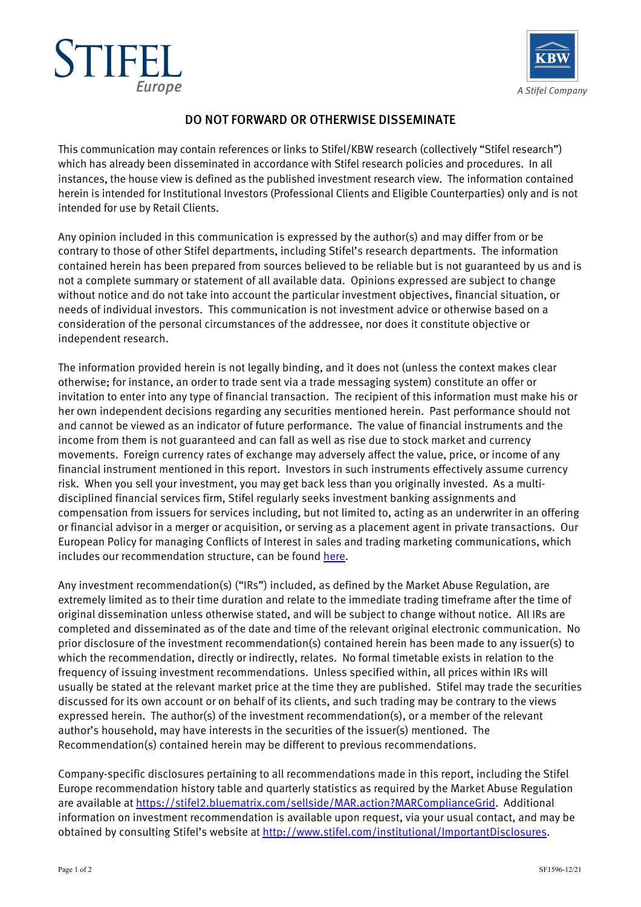Stifel Europe

KBW
A Stifel Company

## DO NOT FORWARD OR OTHERWISE DISSEMINATE

This communication may contain references or links to Stifel/KBW research (collectively "Stifel research") which has already been disseminated in accordance with Stifel research policies and procedures. In all instances, the house view is defined as the published investment research view. The information contained herein is intended for Institutional Investors (Professional Clients and Eligible Counterparties) only and is not intended for use by Retail Clients.

Any opinion included in this communication is expressed by the author(s) and may differ from or be contrary to those of other Stifel departments, including Stifel's research departments. The information contained herein has been prepared from sources believed to be reliable but is not guaranteed by us and is not a complete summary or statement of all available data. Opinions expressed are subject to change without notice and do not take into account the particular investment objectives, financial situation, or needs of individual investors. This communication is not investment advice or otherwise based on a consideration of the personal circumstances of the addressee, nor does it constitute objective or independent research.

The information provided herein is not legally binding, and it does not (unless the context makes clear otherwise; for instance, an order to trade sent via a trade messaging system) constitute an offer or invitation to enter into any type of financial transaction. The recipient of this information must make his or her own independent decisions regarding any securities mentioned herein. Past performance should not and cannot be viewed as an indicator of future performance. The value of financial instruments and the income from them is not guaranteed and can fall as well as rise due to stock market and currency movements. Foreign currency rates of exchange may adversely affect the value, price, or income of any financial instrument mentioned in this report. Investors in such instruments effectively assume currency risk. When you sell your investment, you may get back less than you originally invested. As a multi-disciplined financial services firm, Stifel regularly seeks investment banking assignments and compensation from issuers for services including, but not limited to, acting as an underwriter in an offering or financial advisor in a merger or acquisition, or serving as a placement agent in private transactions. Our European Policy for managing Conflicts of Interest in sales and trading marketing communications, which includes our recommendation structure, can be found here.

Any investment recommendation(s) ("IRs") included, as defined by the Market Abuse Regulation, are extremely limited as to their time duration and relate to the immediate trading timeframe after the time of original dissemination unless otherwise stated, and will be subject to change without notice. All IRs are completed and disseminated as of the date and time of the relevant original electronic communication. No prior disclosure of the investment recommendation(s) contained herein has been made to any issuer(s) to which the recommendation, directly or indirectly, relates. No formal timetable exists in relation to the frequency of issuing investment recommendations. Unless specified within, all prices within IRs will usually be stated at the relevant market price at the time they are published. Stifel may trade the securities discussed for its own account or on behalf of its clients, and such trading may be contrary to the views expressed herein. The author(s) of the investment recommendation(s), or a member of the relevant author's household, may have interests in the securities of the issuer(s) mentioned. The Recommendation(s) contained herein may be different to previous recommendations.

Company-specific disclosures pertaining to all recommendations made in this report, including the Stifel Europe recommendation history table and quarterly statistics as required by the Market Abuse Regulation are available at https://stifel2.bluematrix.com/sellside/MAR.action?MARComplianceGrid. Additional information on investment recommendation is available upon request, via your usual contact, and may be obtained by consulting Stifel's website at http://www.stifel.com/institutional/ImportantDisclosures.

SF1596-12/21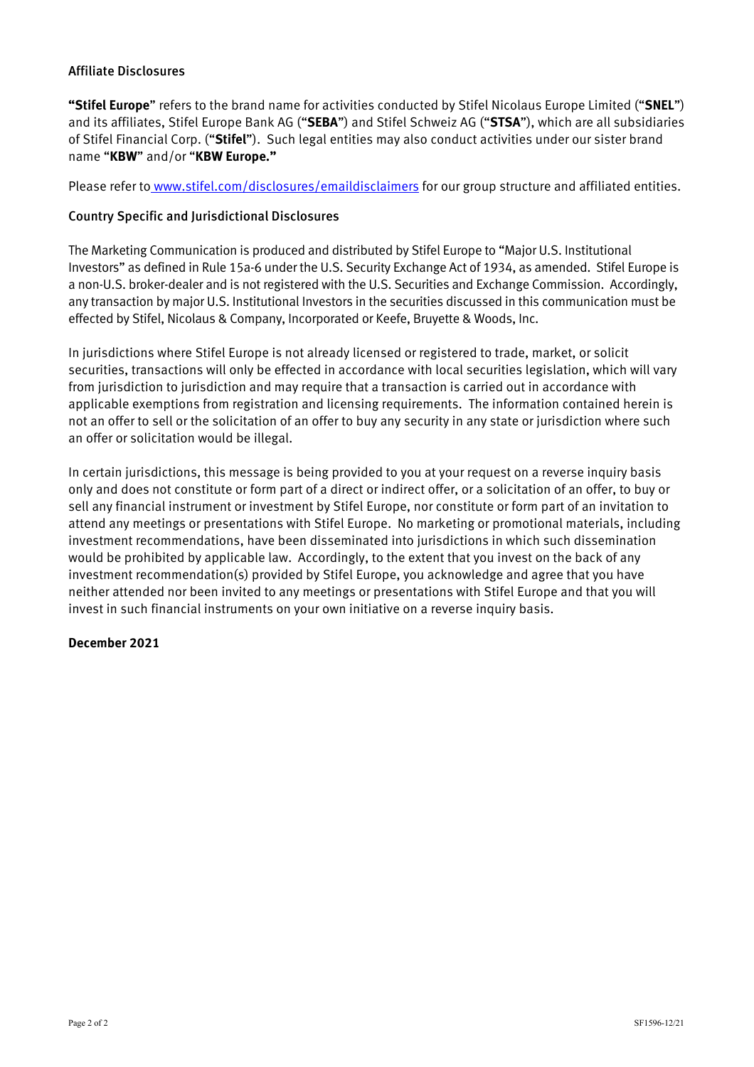## Affiliate Disclosures

**"Stifel Europe"** refers to the brand name for activities conducted by Stifel Nicolaus Europe Limited (**"SNEL"**) and its affiliates, Stifel Europe Bank AG (**"SEBA"**) and Stifel Schweiz AG (**"STSA"**), which are all subsidiaries of Stifel Financial Corp. (**"Stifel"**). Such legal entities may also conduct activities under our sister brand name **"KBW"** and/or **"KBW Europe."**

Please refer to [www.stifel.com/disclosures/emaildisclaimers](www.stifel.com/disclosures/emaildisclaimers) for our group structure and affiliated entities.

## Country Specific and Jurisdictional Disclosures

The Marketing Communication is produced and distributed by Stifel Europe to "Major U.S. Institutional Investors" as defined in Rule 15a-6 under the U.S. Security Exchange Act of 1934, as amended. Stifel Europe is a non-U.S. broker-dealer and is not registered with the U.S. Securities and Exchange Commission. Accordingly, any transaction by major U.S. Institutional Investors in the securities discussed in this communication must be effected by Stifel, Nicolaus & Company, Incorporated or Keefe, Bruyette & Woods, Inc.

In jurisdictions where Stifel Europe is not already licensed or registered to trade, market, or solicit securities, transactions will only be effected in accordance with local securities legislation, which will vary from jurisdiction to jurisdiction and may require that a transaction is carried out in accordance with applicable exemptions from registration and licensing requirements. The information contained herein is not an offer to sell or the solicitation of an offer to buy any security in any state or jurisdiction where such an offer or solicitation would be illegal.

In certain jurisdictions, this message is being provided to you at your request on a reverse inquiry basis only and does not constitute or form part of a direct or indirect offer, or a solicitation of an offer, to buy or sell any financial instrument or investment by Stifel Europe, nor constitute or form part of an invitation to attend any meetings or presentations with Stifel Europe. No marketing or promotional materials, including investment recommendations, have been disseminated into jurisdictions in which such dissemination would be prohibited by applicable law. Accordingly, to the extent that you invest on the back of any investment recommendation(s) provided by Stifel Europe, you acknowledge and agree that you have neither attended nor been invited to any meetings or presentations with Stifel Europe and that you will invest in such financial instruments on your own initiative on a reverse inquiry basis.

**December 2021**

SF1596-12/21